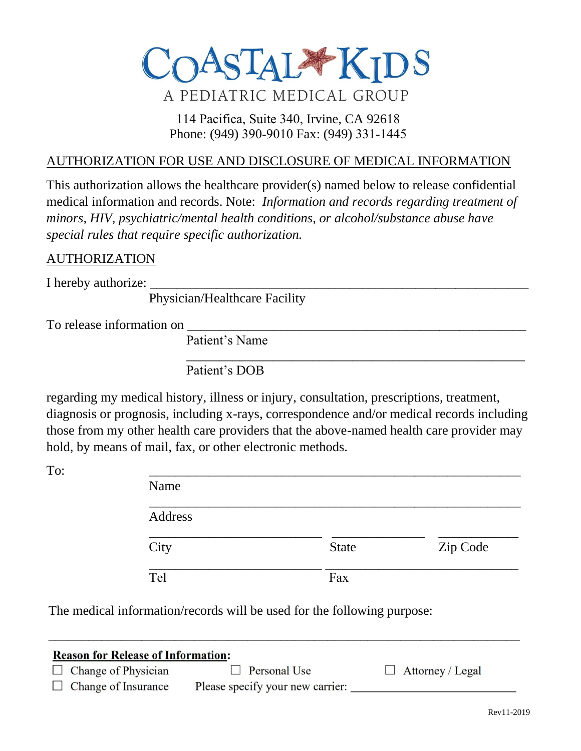# COASTAL KIDS

A PEDIATRIC MEDICAL GROUP

114 Pacifica, Suite 340, Irvine, CA 92618
Phone: (949) 390-9010 Fax: (949) 331-1445

## AUTHORIZATION FOR USE AND DISCLOSURE OF MEDICAL INFORMATION

This authorization allows the healthcare provider(s) named below to release confidential medical information and records. Note: *Information and records regarding treatment of minors, HIV, psychiatric/mental health conditions, or alcohol/substance abuse have special rules that require specific authorization.*

## AUTHORIZATION

I hereby authorize: ___________________________________________________________
Physician/Healthcare Facility

To release information on ______________________________________________________
Patient's Name

______________________________________________________
Patient's DOB

regarding my medical history, illness or injury, consultation, prescriptions, treatment, diagnosis or prognosis, including x-rays, correspondence and/or medical records including those from my other health care providers that the above-named health care provider may hold, by means of mail, fax, or other electronic methods.

To: ______________________________________________________
Name

______________________________________________________
Address

___________________________ ______________ ____________
City State Zip Code

___________________________ ______________________________
Tel Fax

The medical information/records will be used for the following purpose:

___________________________________________________________________________

**Reason for Release of Information:**

☐ Change of Physician ☐ Personal Use ☐ Attorney / Legal

☐ Change of Insurance Please specify your new carrier: ___________________________

Rev11-2019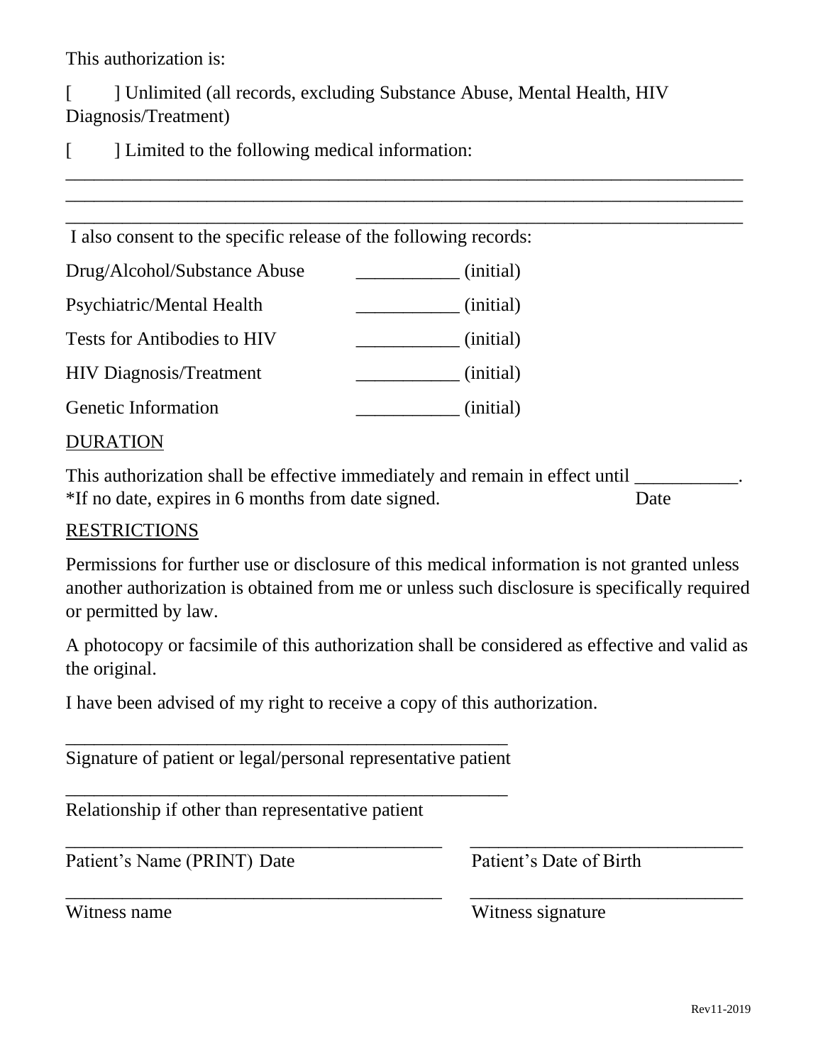This authorization is:

[ ] Unlimited (all records, excluding Substance Abuse, Mental Health, HIV Diagnosis/Treatment)

[ ] Limited to the following medical information:

_____________________________________________________________________________
_____________________________________________________________________________
_____________________________________________________________________________

I also consent to the specific release of the following records:

| | |
|---|---|
| Drug/Alcohol/Substance Abuse | ___________ (initial) |
| Psychiatric/Mental Health | ___________ (initial) |
| Tests for Antibodies to HIV | ___________ (initial) |
| HIV Diagnosis/Treatment | ___________ (initial) |
| Genetic Information | ___________ (initial) |

DURATION

This authorization shall be effective immediately and remain in effect until ___________.
*If no date, expires in 6 months from date signed. Date

RESTRICTIONS

Permissions for further use or disclosure of this medical information is not granted unless another authorization is obtained from me or unless such disclosure is specifically required or permitted by law.

A photocopy or facsimile of this authorization shall be considered as effective and valid as the original.

I have been advised of my right to receive a copy of this authorization.

_________________________________________________
Signature of patient or legal/personal representative patient

_________________________________________________
Relationship if other than representative patient

_________________________________________ ______________________________
Patient's Name (PRINT) Date Patient's Date of Birth

_________________________________________ ______________________________
Witness name Witness signature

Rev11-2019